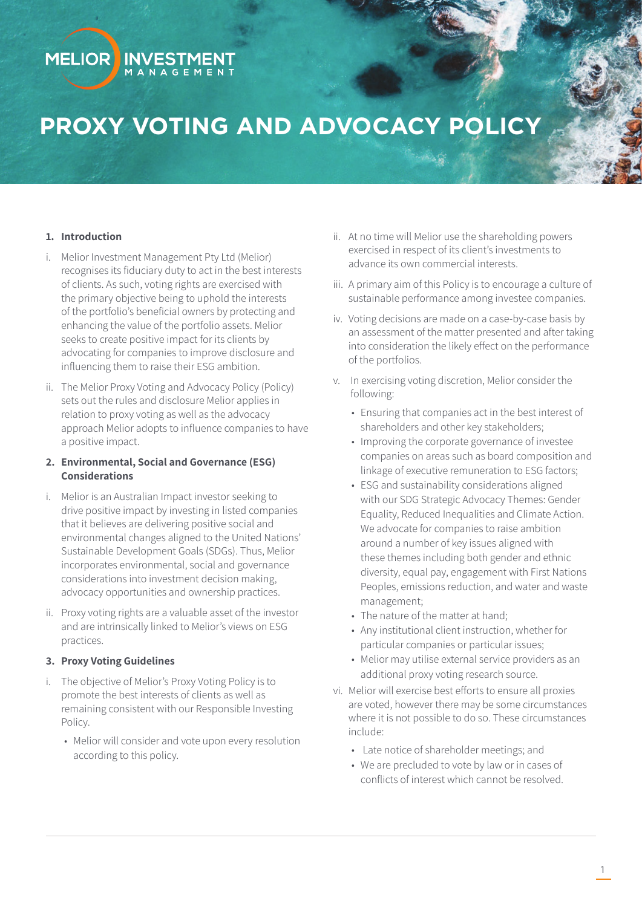MELIOR INVESTMENT MANAGEMENT

# PROXY VOTING AND ADVOCACY POLICY

## 1. Introduction

i. Melior Investment Management Pty Ltd (Melior) recognises its fiduciary duty to act in the best interests of clients. As such, voting rights are exercised with the primary objective being to uphold the interests of the portfolio's beneficial owners by protecting and enhancing the value of the portfolio assets. Melior seeks to create positive impact for its clients by advocating for companies to improve disclosure and influencing them to raise their ESG ambition.

ii. The Melior Proxy Voting and Advocacy Policy (Policy) sets out the rules and disclosure Melior applies in relation to proxy voting as well as the advocacy approach Melior adopts to influence companies to have a positive impact.

## 2. Environmental, Social and Governance (ESG) Considerations

i. Melior is an Australian Impact investor seeking to drive positive impact by investing in listed companies that it believes are delivering positive social and environmental changes aligned to the United Nations' Sustainable Development Goals (SDGs). Thus, Melior incorporates environmental, social and governance considerations into investment decision making, advocacy opportunities and ownership practices.

ii. Proxy voting rights are a valuable asset of the investor and are intrinsically linked to Melior's views on ESG practices.

## 3. Proxy Voting Guidelines

i. The objective of Melior's Proxy Voting Policy is to promote the best interests of clients as well as remaining consistent with our Responsible Investing Policy.

   - Melior will consider and vote upon every resolution according to this policy.

ii. At no time will Melior use the shareholding powers exercised in respect of its client's investments to advance its own commercial interests.

iii. A primary aim of this Policy is to encourage a culture of sustainable performance among investee companies.

iv. Voting decisions are made on a case-by-case basis by an assessment of the matter presented and after taking into consideration the likely effect on the performance of the portfolios.

v. In exercising voting discretion, Melior consider the following:

   - Ensuring that companies act in the best interest of shareholders and other key stakeholders;
   - Improving the corporate governance of investee companies on areas such as board composition and linkage of executive remuneration to ESG factors;
   - ESG and sustainability considerations aligned with our SDG Strategic Advocacy Themes: Gender Equality, Reduced Inequalities and Climate Action. We advocate for companies to raise ambition around a number of key issues aligned with these themes including both gender and ethnic diversity, equal pay, engagement with First Nations Peoples, emissions reduction, and water and waste management;
   - The nature of the matter at hand;
   - Any institutional client instruction, whether for particular companies or particular issues;
   - Melior may utilise external service providers as an additional proxy voting research source.

vi. Melior will exercise best efforts to ensure all proxies are voted, however there may be some circumstances where it is not possible to do so. These circumstances include:

   - Late notice of shareholder meetings; and
   - We are precluded to vote by law or in cases of conflicts of interest which cannot be resolved.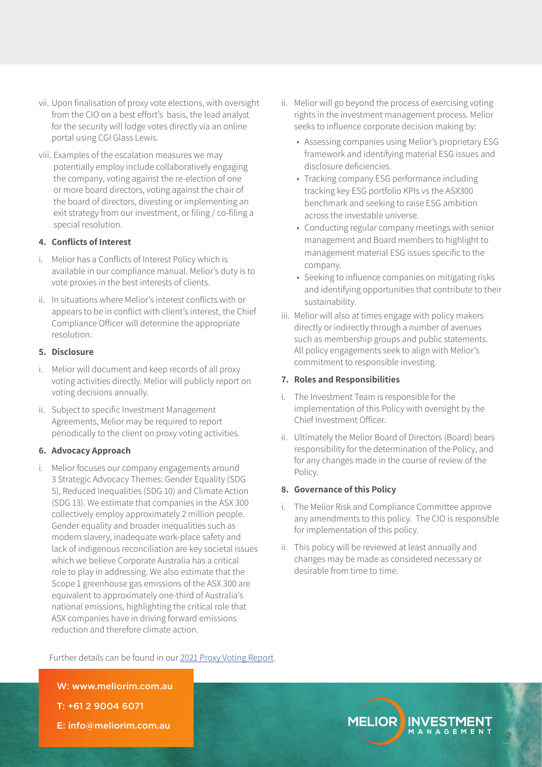vii. Upon finalisation of proxy vote elections, with oversight from the CIO on a best effort's basis, the lead analyst for the security will lodge votes directly via an online portal using CGI Glass Lewis.

viii. Examples of the escalation measures we may potentially employ include collaboratively engaging the company, voting against the re-election of one or more board directors, voting against the chair of the board of directors, divesting or implementing an exit strategy from our investment, or filing / co-filing a special resolution.

**4. Conflicts of Interest**

i. Melior has a Conflicts of Interest Policy which is available in our compliance manual. Melior's duty is to vote proxies in the best interests of clients.

ii. In situations where Melior's interest conflicts with or appears to be in conflict with client's interest, the Chief Compliance Officer will determine the appropriate resolution.

**5. Disclosure**

i. Melior will document and keep records of all proxy voting activities directly. Melior will publicly report on voting decisions annually.

ii. Subject to specific Investment Management Agreements, Melior may be required to report periodically to the client on proxy voting activities.

**6. Advocacy Approach**

i. Melior focuses our company engagements around 3 Strategic Advocacy Themes: Gender Equality (SDG 5), Reduced Inequalities (SDG 10) and Climate Action (SDG 13). We estimate that companies in the ASX 300 collectively employ approximately 2 million people. Gender equality and broader inequalities such as modern slavery, inadequate work-place safety and lack of indigenous reconciliation are key societal issues which we believe Corporate Australia has a critical role to play in addressing. We also estimate that the Scope 1 greenhouse gas emissions of the ASX 300 are equivalent to approximately one-third of Australia's national emissions, highlighting the critical role that ASX companies have in driving forward emissions reduction and therefore climate action.

ii. Melior will go beyond the process of exercising voting rights in the investment management process. Melior seeks to influence corporate decision making by:

- Assessing companies using Melior's proprietary ESG framework and identifying material ESG issues and disclosure deficiencies.
- Tracking company ESG performance including tracking key ESG portfolio KPIs vs the ASX300 benchmark and seeking to raise ESG ambition across the investable universe.
- Conducting regular company meetings with senior management and Board members to highlight to management material ESG issues specific to the company.
- Seeking to influence companies on mitigating risks and identifying opportunities that contribute to their sustainability.

iii. Melior will also at times engage with policy makers directly or indirectly through a number of avenues such as membership groups and public statements. All policy engagements seek to align with Melior's commitment to responsible investing.

**7. Roles and Responsibilities**

i. The Investment Team is responsible for the implementation of this Policy with oversight by the Chief Investment Officer.

ii. Ultimately the Melior Board of Directors (Board) bears responsibility for the determination of the Policy, and for any changes made in the course of review of the Policy.

**8. Governance of this Policy**

i. The Melior Risk and Compliance Committee approve any amendments to this policy. The CIO is responsible for implementation of this policy.

ii. This policy will be reviewed at least annually and changes may be made as considered necessary or desirable from time to time.

Further details can be found in our [2021 Proxy Voting Report].

W: www.meliorim.com.au

T: +61 2 9004 6071

E: info@meliorim.com.au

MELIOR INVESTMENT MANAGEMENT